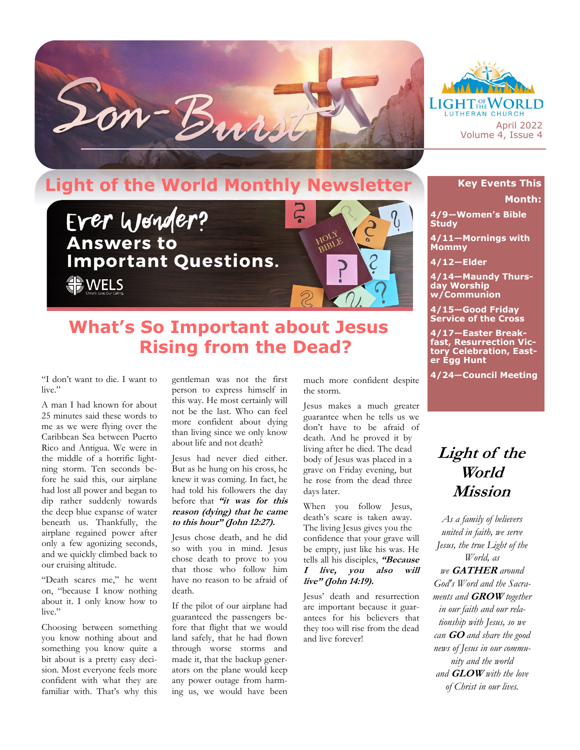# Son-Burst

LIGHT OF THE WORLD LUTHERAN CHURCH

April 2022
Volume 4, Issue 4

## Light of the World Monthly Newsletter

**Ever Wonder? Answers to Important Questions.**

WELS

## What's So Important about Jesus Rising from the Dead?

"I don't want to die. I want to live."

A man I had known for about 25 minutes said these words to me as we were flying over the Caribbean Sea between Puerto Rico and Antigua. We were in the middle of a horrific lightning storm. Ten seconds before he said this, our airplane had lost all power and began to dip rather suddenly towards the deep blue expanse of water beneath us. Thankfully, the airplane regained power after only a few agonizing seconds, and we quickly climbed back to our cruising altitude.

"Death scares me," he went on, "because I know nothing about it. I only know how to live."

Choosing between something you know nothing about and something you know quite a bit about is a pretty easy decision. Most everyone feels more confident with what they are familiar with. That's why this gentleman was not the first person to express himself in this way. He most certainly will not be the last. Who can feel more confident about dying than living since we only know about life and not death?

Jesus had never died either. But as he hung on his cross, he knew it was coming. In fact, he had told his followers the day before that ***"it was for this reason (dying) that he came to this hour" (John 12:27).***

Jesus chose death, and he did so with you in mind. Jesus chose death to prove to you that those who follow him have no reason to be afraid of death.

If the pilot of our airplane had guaranteed the passengers before that flight that we would land safely, that he had flown through worse storms and made it, that the backup generators on the plane would keep any power outage from harming us, we would have been much more confident despite the storm.

Jesus makes a much greater guarantee when he tells us we don't have to be afraid of death. And he proved it by living after he died. The dead body of Jesus was placed in a grave on Friday evening, but he rose from the dead three days later.

When you follow Jesus, death's scare is taken away. The living Jesus gives you the confidence that your grave will be empty, just like his was. He tells all his disciples, ***"Because I live, you also will live" (John 14:19).***

Jesus' death and resurrection are important because it guarantees for his believers that they too will rise from the dead and live forever!

### Key Events This Month:

- **4/9—Women's Bible Study**
- **4/11—Mornings with Mommy**
- **4/12—Elder**
- **4/14—Maundy Thursday Worship w/Communion**
- **4/15—Good Friday Service of the Cross**
- **4/17—Easter Breakfast, Resurrection Victory Celebration, Easter Egg Hunt**
- **4/24—Council Meeting**

### *Light of the World Mission*

*As a family of believers united in faith, we serve Jesus, the true Light of the World, as we* ***GATHER*** *around God's Word and the Sacraments and* ***GROW*** *together in our faith and our relationship with Jesus, so we can* ***GO*** *and share the good news of Jesus in our community and the world and* ***GLOW*** *with the love of Christ in our lives.*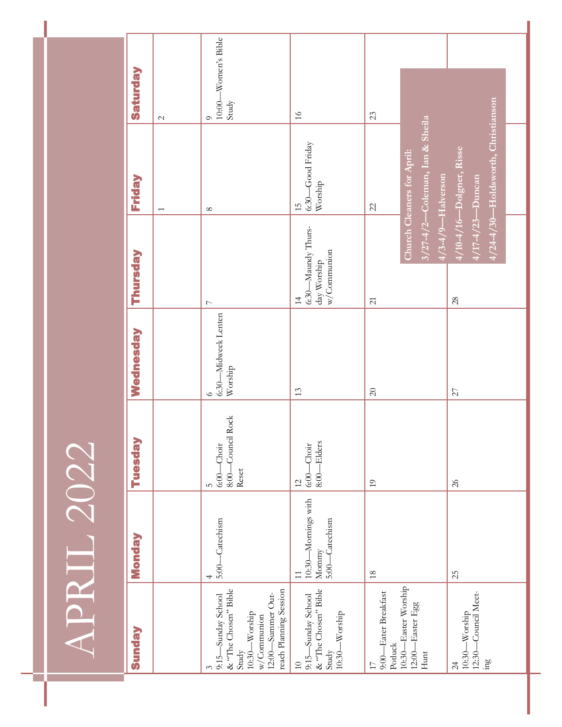# APRIL 2022

| Sunday | Monday | Tuesday | Wednesday | Thursday | Friday | Saturday |
|---|---|---|---|---|---|---|
| | | | | | 1 | 2 |
| 3<br>9:15—Sunday School & "The Chosen" Bible Study<br>10:30—Worship w/Communion<br>12:00—Summer Outreach Planning Session | 4<br>5:00—Catechism | 5<br>6:00—Choir<br>8:00—Council Rock Reset | 6<br>6:30—Midweek Lenten Worship | 7 | 8 | 9<br>10:00—Women's Bible Study |
| 10<br>9:15—Sunday School & "The Chosen" Bible Study<br>10:30—Worship | 11<br>10:30—Mornings with Mommy<br>5:00—Catechism | 12<br>6:00—Choir<br>8:00—Elders | 13 | 14<br>6:30—Maundy Thursday Worship w/Communion | 15<br>6:30—Good Friday Worship | 16 |
| 17<br>9:00—Eater Breakfast Potluck<br>10:30—Easter Worship<br>12:00—Easter Egg Hunt | 18 | 19 | 20 | 21 | 22 | 23 |
| 24<br>10:30—Worship<br>12:30—Council Meeting | 25 | 26 | 27 | 28 | | |

**Church Cleaners for April:**

**3/27-4/2—Coleman, Ian & Sheila**

**4/3-4/9—Halverson**

**4/10-4/16—Dolgner, Risse**

**4/17-4/23—Duncan**

**4/24-4/30—Holdsworth, Christianson**